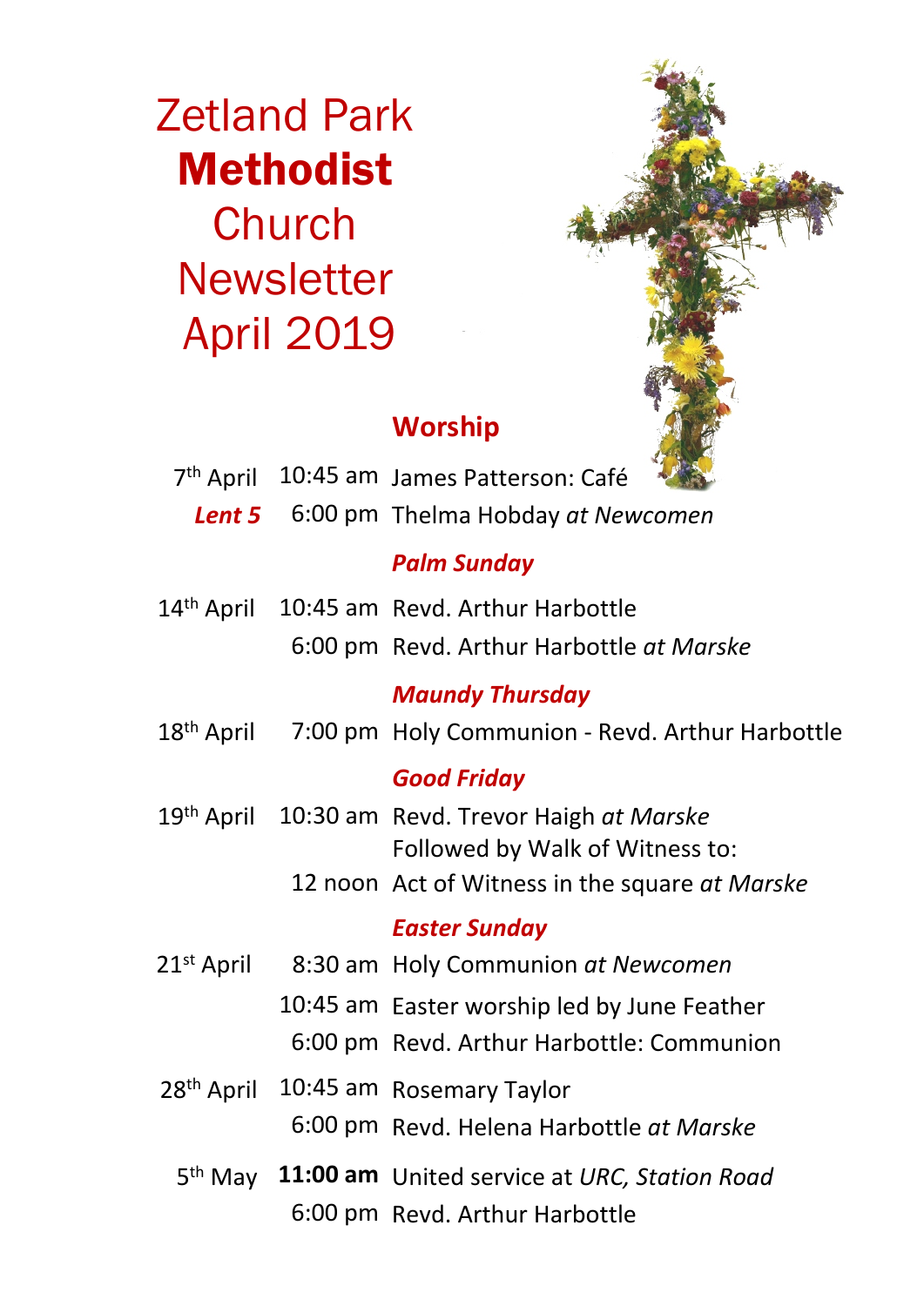# Zetland Park **Methodist** Church Newsletter April 2019

## Worship

| Date | Time | Service |
|---|---|---|
| 7th April | 10:45 am | James Patterson: Café |
| ***Lent 5*** | 6:00 pm | Thelma Hobday *at Newcomen* |
| | | ***Palm Sunday*** |
| 14th April | 10:45 am | Revd. Arthur Harbottle |
| | 6:00 pm | Revd. Arthur Harbottle *at Marske* |
| | | ***Maundy Thursday*** |
| 18th April | 7:00 pm | Holy Communion - Revd. Arthur Harbottle |
| | | ***Good Friday*** |
| 19th April | 10:30 am | Revd. Trevor Haigh *at Marske* Followed by Walk of Witness to: |
| | 12 noon | Act of Witness in the square *at Marske* |
| | | ***Easter Sunday*** |
| 21st April | 8:30 am | Holy Communion *at Newcomen* |
| | 10:45 am | Easter worship led by June Feather |
| | 6:00 pm | Revd. Arthur Harbottle: Communion |
| 28th April | 10:45 am | Rosemary Taylor |
| | 6:00 pm | Revd. Helena Harbottle *at Marske* |
| 5th May | **11:00 am** | United service at *URC, Station Road* |
| | 6:00 pm | Revd. Arthur Harbottle |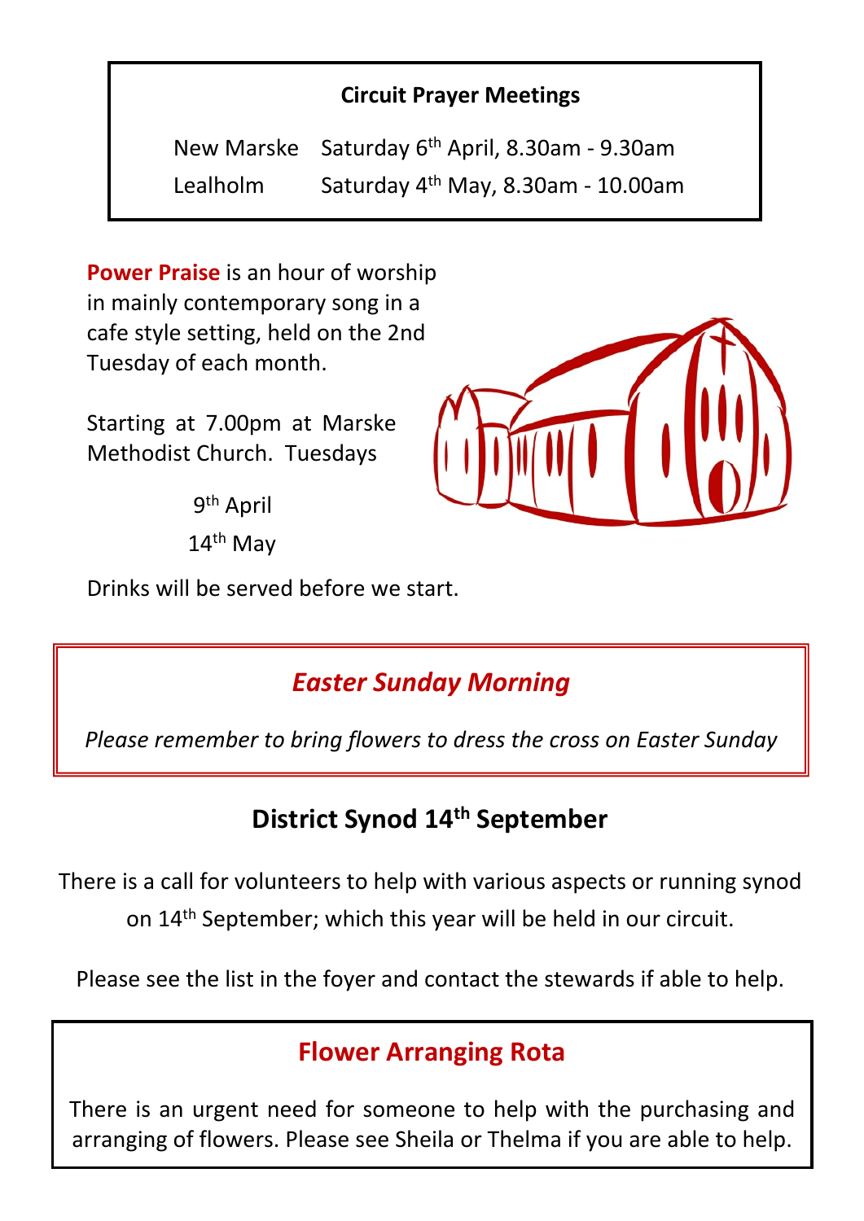## Circuit Prayer Meetings

| | |
|---|---|
| New Marske | Saturday 6th April, 8.30am - 9.30am |
| Lealholm | Saturday 4th May, 8.30am - 10.00am |

**Power Praise** is an hour of worship in mainly contemporary song in a cafe style setting, held on the 2nd Tuesday of each month.

Starting at 7.00pm at Marske Methodist Church. Tuesdays

9th April

14th May

Drinks will be served before we start.

## *Easter Sunday Morning*

*Please remember to bring flowers to dress the cross on Easter Sunday*

## District Synod 14th September

There is a call for volunteers to help with various aspects or running synod on 14th September; which this year will be held in our circuit.

Please see the list in the foyer and contact the stewards if able to help.

## Flower Arranging Rota

There is an urgent need for someone to help with the purchasing and arranging of flowers. Please see Sheila or Thelma if you are able to help.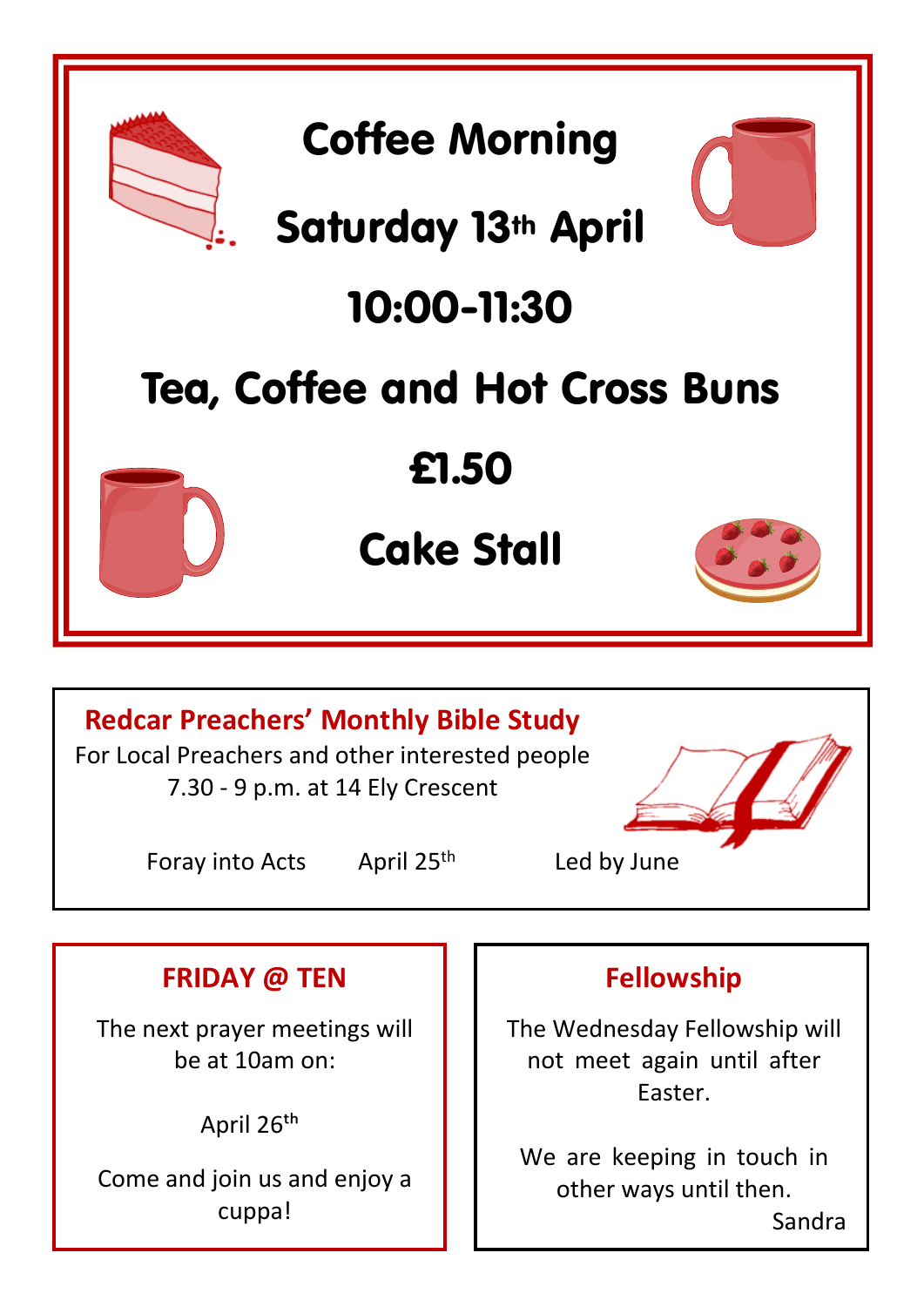# Coffee Morning

## Saturday 13th April

## 10:00-11:30

## Tea, Coffee and Hot Cross Buns

## £1.50

## Cake Stall

## Redcar Preachers' Monthly Bible Study

For Local Preachers and other interested people
7.30 - 9 p.m. at 14 Ely Crescent

Foray into Acts     April 25th     Led by June

## FRIDAY @ TEN

The next prayer meetings will be at 10am on:

April 26th

Come and join us and enjoy a cuppa!

## Fellowship

The Wednesday Fellowship will not meet again until after Easter.

We are keeping in touch in other ways until then.

Sandra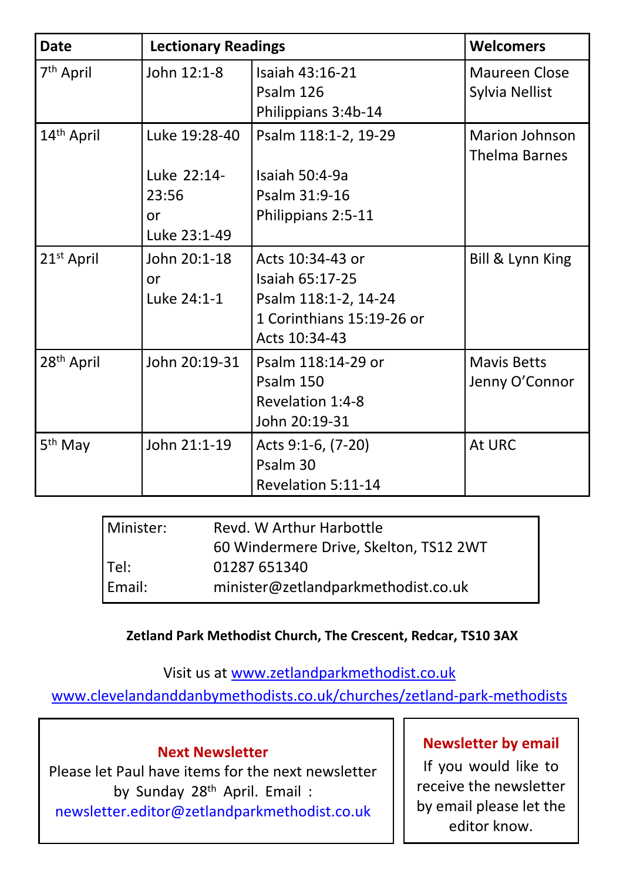| Date | Lectionary Readings | | Welcomers |
|---|---|---|---|
| 7th April | John 12:1-8 | Isaiah 43:16-21<br>Psalm 126<br>Philippians 3:4b-14 | Maureen Close<br>Sylvia Nellist |
| 14th April | Luke 19:28-40<br><br>Luke 22:14-23:56<br>or<br>Luke 23:1-49 | Psalm 118:1-2, 19-29<br><br>Isaiah 50:4-9a<br>Psalm 31:9-16<br>Philippians 2:5-11 | Marion Johnson<br>Thelma Barnes |
| 21st April | John 20:1-18<br>or<br>Luke 24:1-1 | Acts 10:34-43 or<br>Isaiah 65:17-25<br>Psalm 118:1-2, 14-24<br>1 Corinthians 15:19-26 or<br>Acts 10:34-43 | Bill & Lynn King |
| 28th April | John 20:19-31 | Psalm 118:14-29 or<br>Psalm 150<br>Revelation 1:4-8<br>John 20:19-31 | Mavis Betts<br>Jenny O'Connor |
| 5th May | John 21:1-19 | Acts 9:1-6, (7-20)<br>Psalm 30<br>Revelation 5:11-14 | At URC |

| | |
|---|---|
| Minister: | Revd. W Arthur Harbottle<br>60 Windermere Drive, Skelton, TS12 2WT |
| Tel: | 01287 651340 |
| Email: | minister@zetlandparkmethodist.co.uk |

**Zetland Park Methodist Church, The Crescent, Redcar, TS10 3AX**

Visit us at www.zetlandparkmethodist.co.uk
www.clevelandanddanbymethodists.co.uk/churches/zetland-park-methodists

**Next Newsletter**
Please let Paul have items for the next newsletter by Sunday 28th April. Email : newsletter.editor@zetlandparkmethodist.co.uk

**Newsletter by email**
If you would like to receive the newsletter by email please let the editor know.